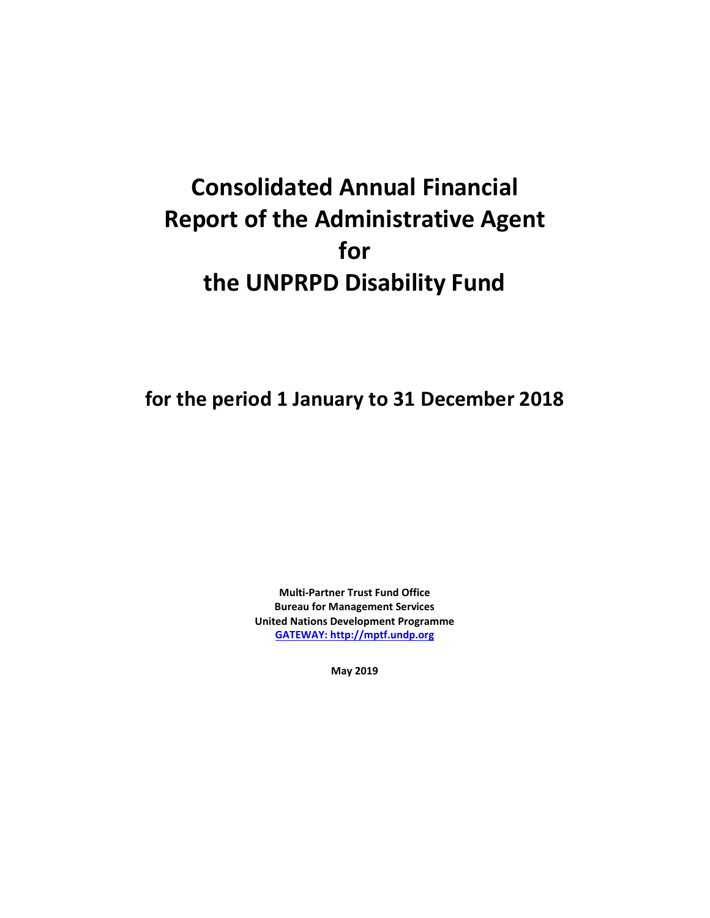# Consolidated Annual Financial Report of the Administrative Agent for the UNPRPD Disability Fund

## for the period 1 January to 31 December 2018

**Multi-Partner Trust Fund Office**
**Bureau for Management Services**
**United Nations Development Programme**
**[GATEWAY: http://mptf.undp.org](http://mptf.undp.org)**

**May 2019**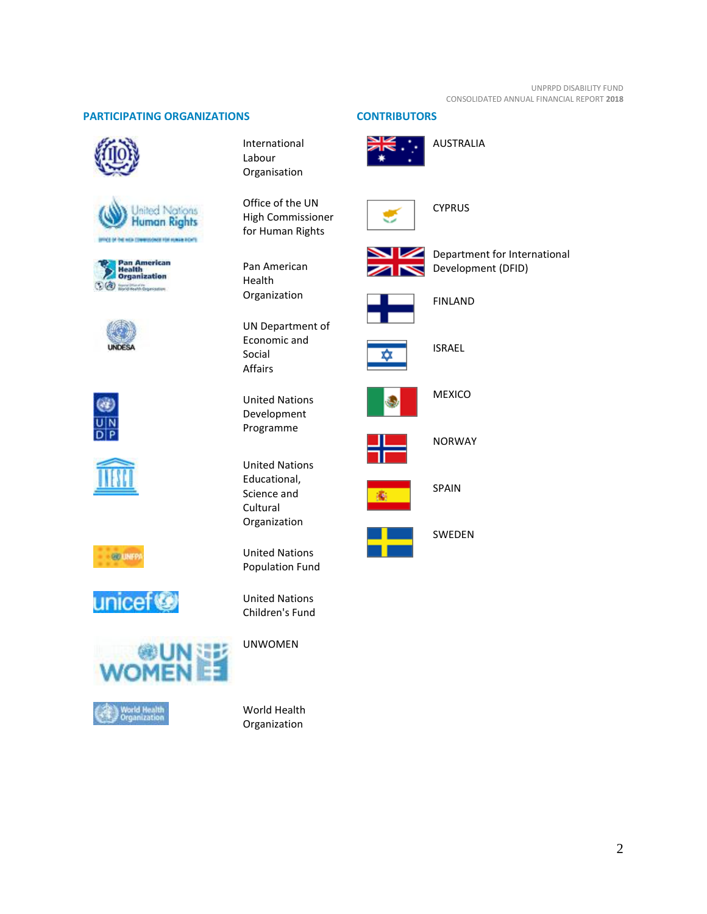## PARTICIPATING ORGANIZATIONS

- International Labour Organisation
- Office of the UN High Commissioner for Human Rights
- Pan American Health Organization
- UN Department of Economic and Social Affairs
- United Nations Development Programme
- United Nations Educational, Science and Cultural Organization
- United Nations Population Fund
- United Nations Children's Fund
- UNWOMEN
- World Health Organization

## CONTRIBUTORS

- AUSTRALIA
- CYPRUS
- Department for International Development (DFID)
- FINLAND
- ISRAEL
- MEXICO
- NORWAY
- SPAIN
- SWEDEN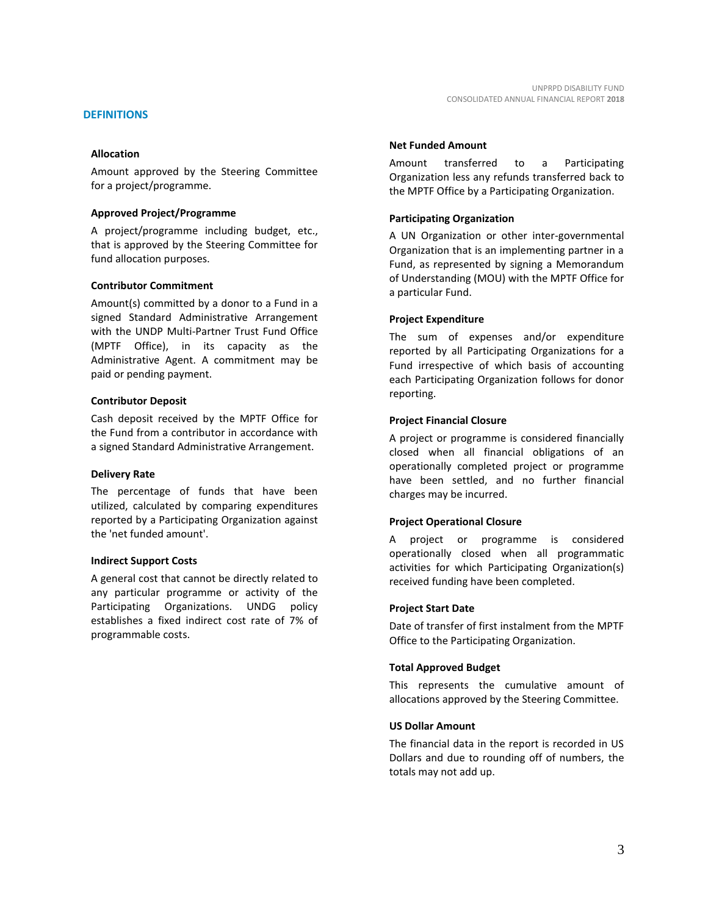## DEFINITIONS

### Allocation

Amount approved by the Steering Committee for a project/programme.

### Approved Project/Programme

A project/programme including budget, etc., that is approved by the Steering Committee for fund allocation purposes.

### Contributor Commitment

Amount(s) committed by a donor to a Fund in a signed Standard Administrative Arrangement with the UNDP Multi-Partner Trust Fund Office (MPTF Office), in its capacity as the Administrative Agent. A commitment may be paid or pending payment.

### Contributor Deposit

Cash deposit received by the MPTF Office for the Fund from a contributor in accordance with a signed Standard Administrative Arrangement.

### Delivery Rate

The percentage of funds that have been utilized, calculated by comparing expenditures reported by a Participating Organization against the 'net funded amount'.

### Indirect Support Costs

A general cost that cannot be directly related to any particular programme or activity of the Participating Organizations. UNDG policy establishes a fixed indirect cost rate of 7% of programmable costs.

### Net Funded Amount

Amount transferred to a Participating Organization less any refunds transferred back to the MPTF Office by a Participating Organization.

### Participating Organization

A UN Organization or other inter-governmental Organization that is an implementing partner in a Fund, as represented by signing a Memorandum of Understanding (MOU) with the MPTF Office for a particular Fund.

### Project Expenditure

The sum of expenses and/or expenditure reported by all Participating Organizations for a Fund irrespective of which basis of accounting each Participating Organization follows for donor reporting.

### Project Financial Closure

A project or programme is considered financially closed when all financial obligations of an operationally completed project or programme have been settled, and no further financial charges may be incurred.

### Project Operational Closure

A project or programme is considered operationally closed when all programmatic activities for which Participating Organization(s) received funding have been completed.

### Project Start Date

Date of transfer of first instalment from the MPTF Office to the Participating Organization.

### Total Approved Budget

This represents the cumulative amount of allocations approved by the Steering Committee.

### US Dollar Amount

The financial data in the report is recorded in US Dollars and due to rounding off of numbers, the totals may not add up.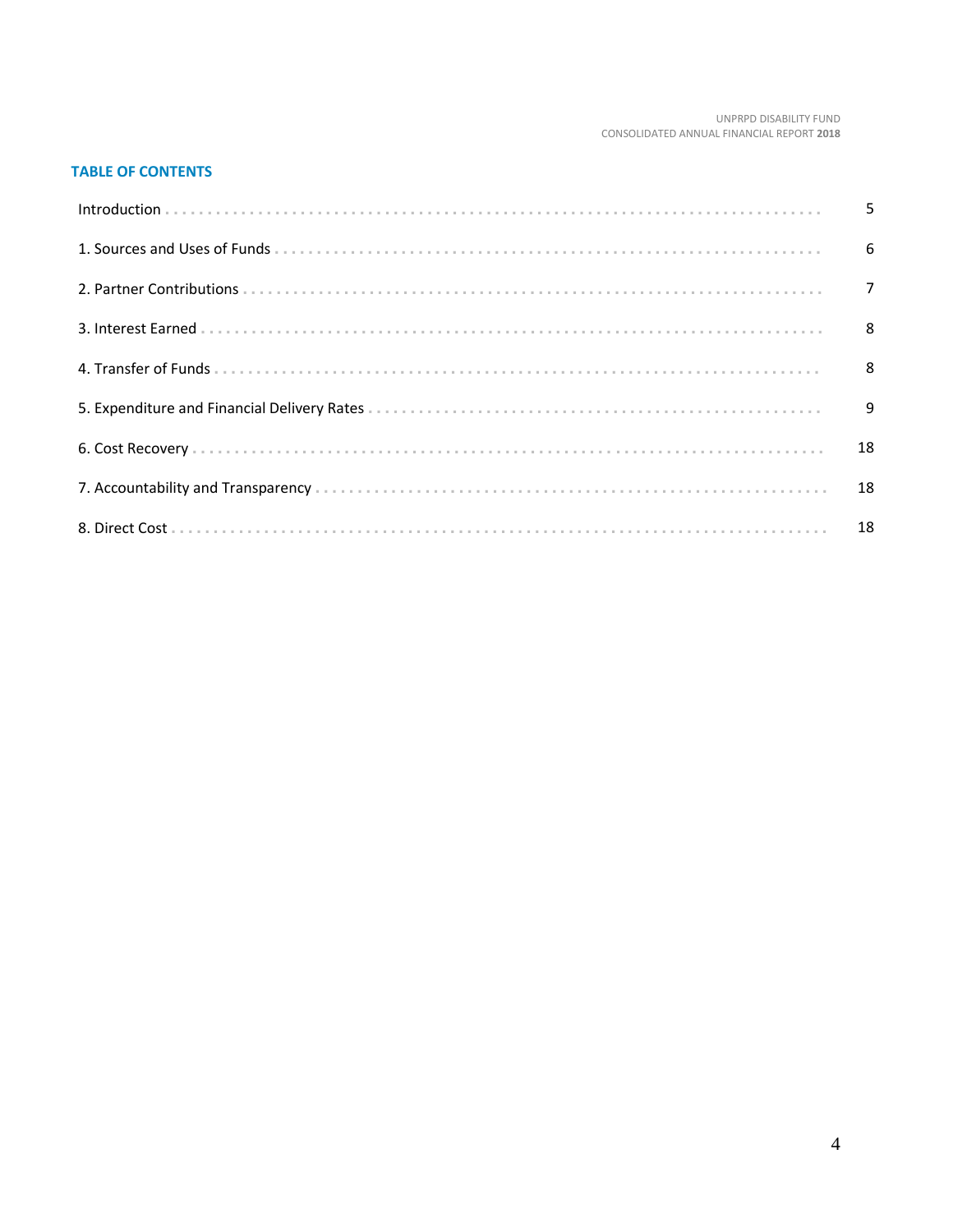## TABLE OF CONTENTS

| | |
|---|---|
| Introduction | 5 |
| 1. Sources and Uses of Funds | 6 |
| 2. Partner Contributions | 7 |
| 3. Interest Earned | 8 |
| 4. Transfer of Funds | 8 |
| 5. Expenditure and Financial Delivery Rates | 9 |
| 6. Cost Recovery | 18 |
| 7. Accountability and Transparency | 18 |
| 8. Direct Cost | 18 |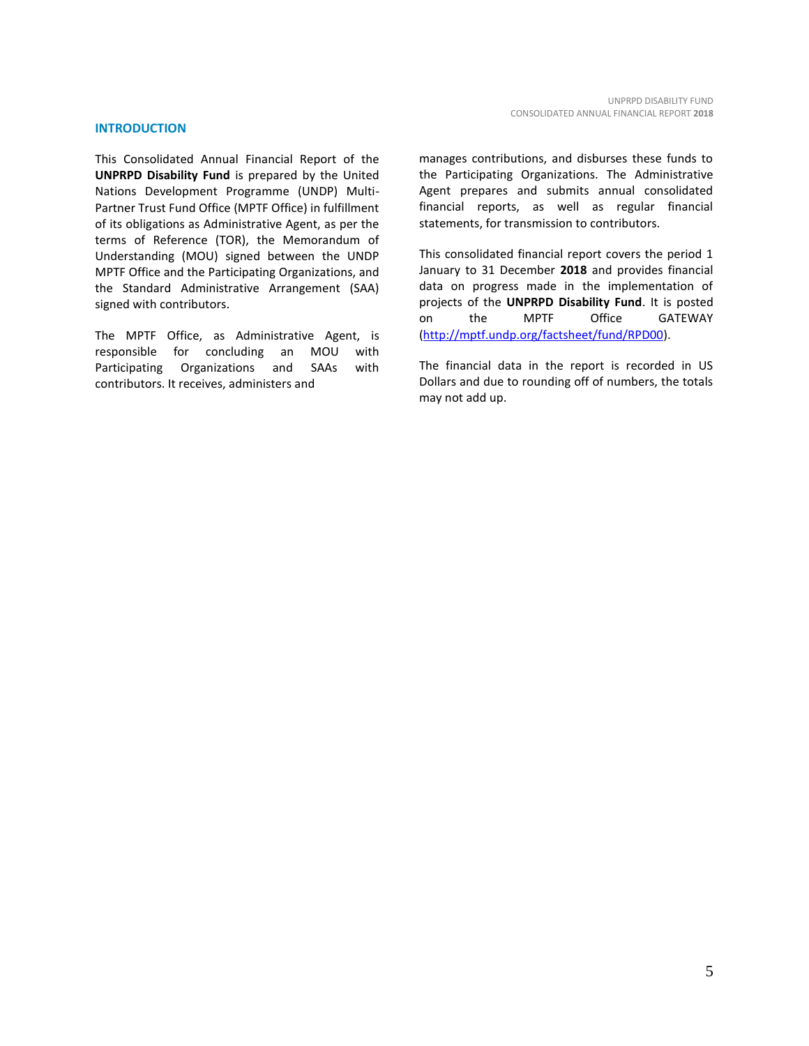## INTRODUCTION

This Consolidated Annual Financial Report of the **UNPRPD Disability Fund** is prepared by the United Nations Development Programme (UNDP) Multi-Partner Trust Fund Office (MPTF Office) in fulfillment of its obligations as Administrative Agent, as per the terms of Reference (TOR), the Memorandum of Understanding (MOU) signed between the UNDP MPTF Office and the Participating Organizations, and the Standard Administrative Arrangement (SAA) signed with contributors.

The MPTF Office, as Administrative Agent, is responsible for concluding an MOU with Participating Organizations and SAAs with contributors. It receives, administers and manages contributions, and disburses these funds to the Participating Organizations. The Administrative Agent prepares and submits annual consolidated financial reports, as well as regular financial statements, for transmission to contributors.

This consolidated financial report covers the period 1 January to 31 December **2018** and provides financial data on progress made in the implementation of projects of the **UNPRPD Disability Fund**. It is posted on the MPTF Office GATEWAY (http://mptf.undp.org/factsheet/fund/RPD00).

The financial data in the report is recorded in US Dollars and due to rounding off of numbers, the totals may not add up.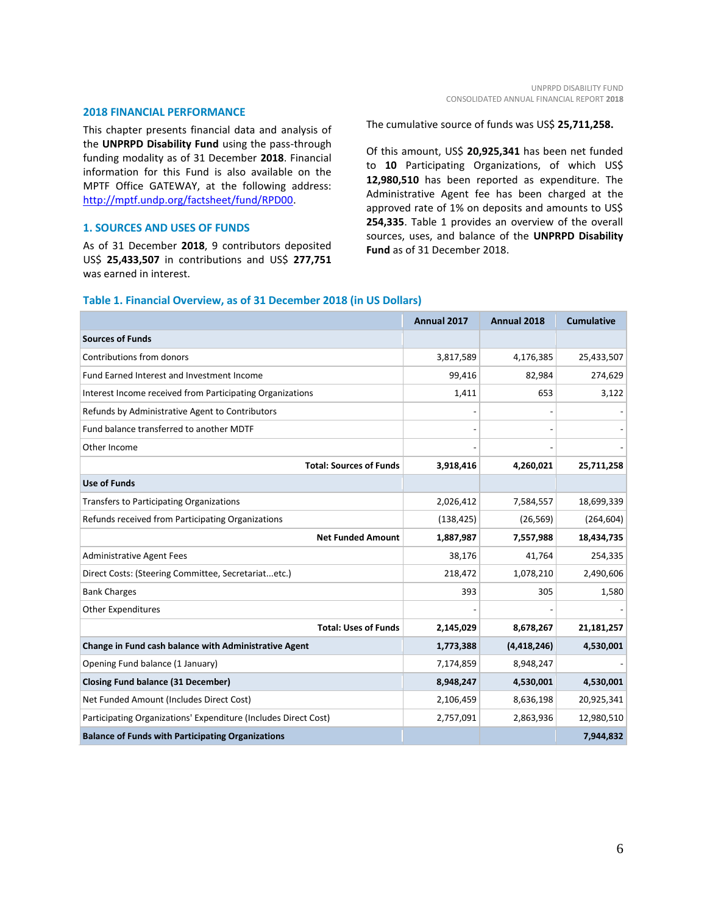## 2018 FINANCIAL PERFORMANCE

This chapter presents financial data and analysis of the **UNPRPD Disability Fund** using the pass-through funding modality as of 31 December **2018**. Financial information for this Fund is also available on the MPTF Office GATEWAY, at the following address: http://mptf.undp.org/factsheet/fund/RPD00.

### 1. SOURCES AND USES OF FUNDS

As of 31 December **2018**, 9 contributors deposited US$ **25,433,507** in contributions and US$ **277,751** was earned in interest.

The cumulative source of funds was US$ **25,711,258.**

Of this amount, US$ **20,925,341** has been net funded to **10** Participating Organizations, of which US$ **12,980,510** has been reported as expenditure. The Administrative Agent fee has been charged at the approved rate of 1% on deposits and amounts to US$ **254,335**. Table 1 provides an overview of the overall sources, uses, and balance of the **UNPRPD Disability Fund** as of 31 December 2018.

**Table 1. Financial Overview, as of 31 December 2018 (in US Dollars)**

| | Annual 2017 | Annual 2018 | Cumulative |
|---|---|---|---|
| **Sources of Funds** | | | |
| Contributions from donors | 3,817,589 | 4,176,385 | 25,433,507 |
| Fund Earned Interest and Investment Income | 99,416 | 82,984 | 274,629 |
| Interest Income received from Participating Organizations | 1,411 | 653 | 3,122 |
| Refunds by Administrative Agent to Contributors | - | - | - |
| Fund balance transferred to another MDTF | - | - | - |
| Other Income | - | - | - |
| **Total: Sources of Funds** | **3,918,416** | **4,260,021** | **25,711,258** |
| **Use of Funds** | | | |
| Transfers to Participating Organizations | 2,026,412 | 7,584,557 | 18,699,339 |
| Refunds received from Participating Organizations | (138,425) | (26,569) | (264,604) |
| **Net Funded Amount** | **1,887,987** | **7,557,988** | **18,434,735** |
| Administrative Agent Fees | 38,176 | 41,764 | 254,335 |
| Direct Costs: (Steering Committee, Secretariat...etc.) | 218,472 | 1,078,210 | 2,490,606 |
| Bank Charges | 393 | 305 | 1,580 |
| Other Expenditures | - | - | - |
| **Total: Uses of Funds** | **2,145,029** | **8,678,267** | **21,181,257** |
| **Change in Fund cash balance with Administrative Agent** | **1,773,388** | **(4,418,246)** | **4,530,001** |
| Opening Fund balance (1 January) | 7,174,859 | 8,948,247 | - |
| **Closing Fund balance (31 December)** | **8,948,247** | **4,530,001** | **4,530,001** |
| Net Funded Amount (Includes Direct Cost) | 2,106,459 | 8,636,198 | 20,925,341 |
| Participating Organizations' Expenditure (Includes Direct Cost) | 2,757,091 | 2,863,936 | 12,980,510 |
| **Balance of Funds with Participating Organizations** | | | **7,944,832** |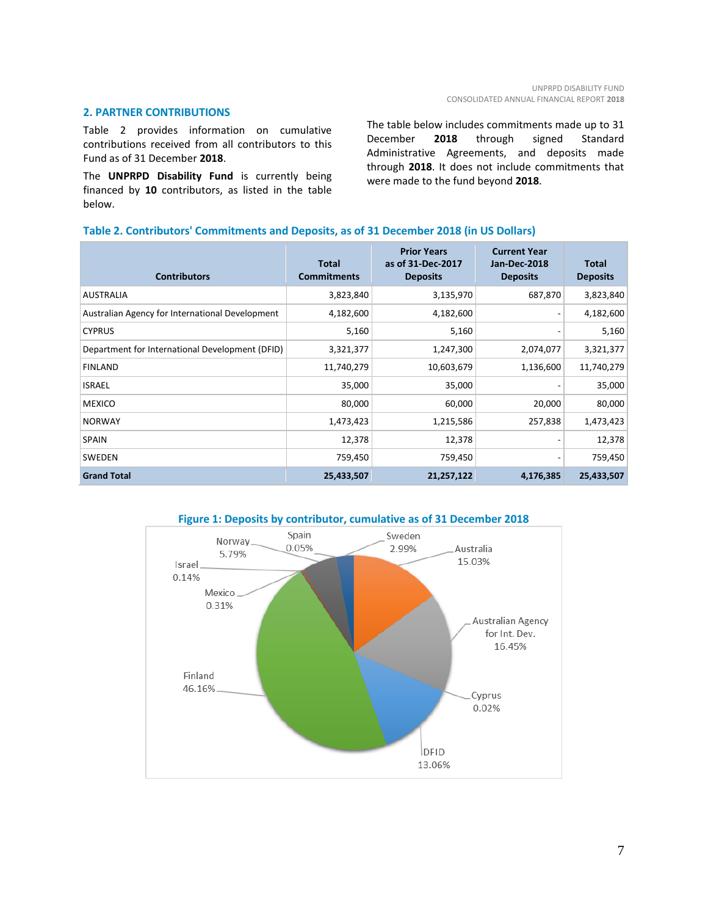## 2. PARTNER CONTRIBUTIONS

Table 2 provides information on cumulative contributions received from all contributors to this Fund as of 31 December **2018**.

The **UNPRPD Disability Fund** is currently being financed by **10** contributors, as listed in the table below.

The table below includes commitments made up to 31 December **2018** through signed Standard Administrative Agreements, and deposits made through **2018**. It does not include commitments that were made to the fund beyond **2018**.

**Table 2. Contributors' Commitments and Deposits, as of 31 December 2018 (in US Dollars)**

| Contributors | Total Commitments | Prior Years as of 31-Dec-2017 Deposits | Current Year Jan-Dec-2018 Deposits | Total Deposits |
|---|---|---|---|---|
| AUSTRALIA | 3,823,840 | 3,135,970 | 687,870 | 3,823,840 |
| Australian Agency for International Development | 4,182,600 | 4,182,600 | - | 4,182,600 |
| CYPRUS | 5,160 | 5,160 | - | 5,160 |
| Department for International Development (DFID) | 3,321,377 | 1,247,300 | 2,074,077 | 3,321,377 |
| FINLAND | 11,740,279 | 10,603,679 | 1,136,600 | 11,740,279 |
| ISRAEL | 35,000 | 35,000 | - | 35,000 |
| MEXICO | 80,000 | 60,000 | 20,000 | 80,000 |
| NORWAY | 1,473,423 | 1,215,586 | 257,838 | 1,473,423 |
| SPAIN | 12,378 | 12,378 | - | 12,378 |
| SWEDEN | 759,450 | 759,450 | - | 759,450 |
| **Grand Total** | **25,433,507** | **21,257,122** | **4,176,385** | **25,433,507** |

**Figure 1: Deposits by contributor, cumulative as of 31 December 2018**

| Contributor | Share |
|---|---|
| Australia | 15.03% |
| Australian Agency for Int. Dev. | 16.45% |
| Cyprus | 0.02% |
| DFID | 13.06% |
| Finland | 46.16% |
| Mexico | 0.31% |
| Israel | 0.14% |
| Norway | 5.79% |
| Spain | 0.05% |
| Sweden | 2.99% |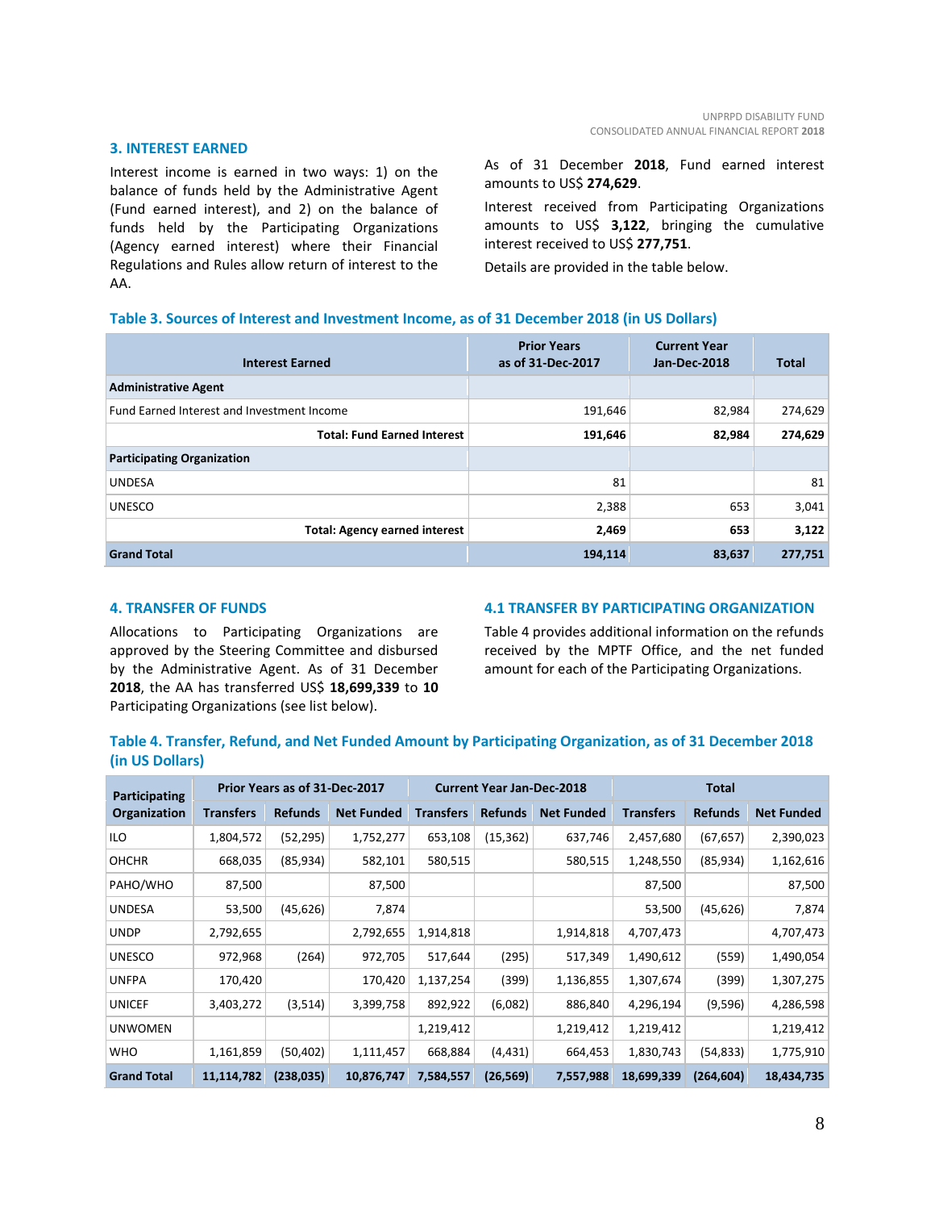## 3. INTEREST EARNED

Interest income is earned in two ways: 1) on the balance of funds held by the Administrative Agent (Fund earned interest), and 2) on the balance of funds held by the Participating Organizations (Agency earned interest) where their Financial Regulations and Rules allow return of interest to the AA.

As of 31 December **2018**, Fund earned interest amounts to US$ **274,629**.

Interest received from Participating Organizations amounts to US$ **3,122**, bringing the cumulative interest received to US$ **277,751**.

Details are provided in the table below.

**Table 3. Sources of Interest and Investment Income, as of 31 December 2018 (in US Dollars)**

| Interest Earned | Prior Years as of 31-Dec-2017 | Current Year Jan-Dec-2018 | Total |
|---|---|---|---|
| **Administrative Agent** | | | |
| Fund Earned Interest and Investment Income | 191,646 | 82,984 | 274,629 |
| **Total: Fund Earned Interest** | **191,646** | **82,984** | **274,629** |
| **Participating Organization** | | | |
| UNDESA | 81 | | 81 |
| UNESCO | 2,388 | 653 | 3,041 |
| **Total: Agency earned interest** | **2,469** | **653** | **3,122** |
| **Grand Total** | **194,114** | **83,637** | **277,751** |

## 4. TRANSFER OF FUNDS

Allocations to Participating Organizations are approved by the Steering Committee and disbursed by the Administrative Agent. As of 31 December **2018**, the AA has transferred US$ **18,699,339** to **10** Participating Organizations (see list below).

### 4.1 TRANSFER BY PARTICIPATING ORGANIZATION

Table 4 provides additional information on the refunds received by the MPTF Office, and the net funded amount for each of the Participating Organizations.

**Table 4. Transfer, Refund, and Net Funded Amount by Participating Organization, as of 31 December 2018 (in US Dollars)**

| Participating Organization | Prior Years as of 31-Dec-2017 | | | Current Year Jan-Dec-2018 | | | Total | | |
|---|---|---|---|---|---|---|---|---|---|
| | Transfers | Refunds | Net Funded | Transfers | Refunds | Net Funded | Transfers | Refunds | Net Funded |
| ILO | 1,804,572 | (52,295) | 1,752,277 | 653,108 | (15,362) | 637,746 | 2,457,680 | (67,657) | 2,390,023 |
| OHCHR | 668,035 | (85,934) | 582,101 | 580,515 | | 580,515 | 1,248,550 | (85,934) | 1,162,616 |
| PAHO/WHO | 87,500 | | 87,500 | | | | 87,500 | | 87,500 |
| UNDESA | 53,500 | (45,626) | 7,874 | | | | 53,500 | (45,626) | 7,874 |
| UNDP | 2,792,655 | | 2,792,655 | 1,914,818 | | 1,914,818 | 4,707,473 | | 4,707,473 |
| UNESCO | 972,968 | (264) | 972,705 | 517,644 | (295) | 517,349 | 1,490,612 | (559) | 1,490,054 |
| UNFPA | 170,420 | | 170,420 | 1,137,254 | (399) | 1,136,855 | 1,307,674 | (399) | 1,307,275 |
| UNICEF | 3,403,272 | (3,514) | 3,399,758 | 892,922 | (6,082) | 886,840 | 4,296,194 | (9,596) | 4,286,598 |
| UNWOMEN | | | | 1,219,412 | | 1,219,412 | 1,219,412 | | 1,219,412 |
| WHO | 1,161,859 | (50,402) | 1,111,457 | 668,884 | (4,431) | 664,453 | 1,830,743 | (54,833) | 1,775,910 |
| **Grand Total** | **11,114,782** | **(238,035)** | **10,876,747** | **7,584,557** | **(26,569)** | **7,557,988** | **18,699,339** | **(264,604)** | **18,434,735** |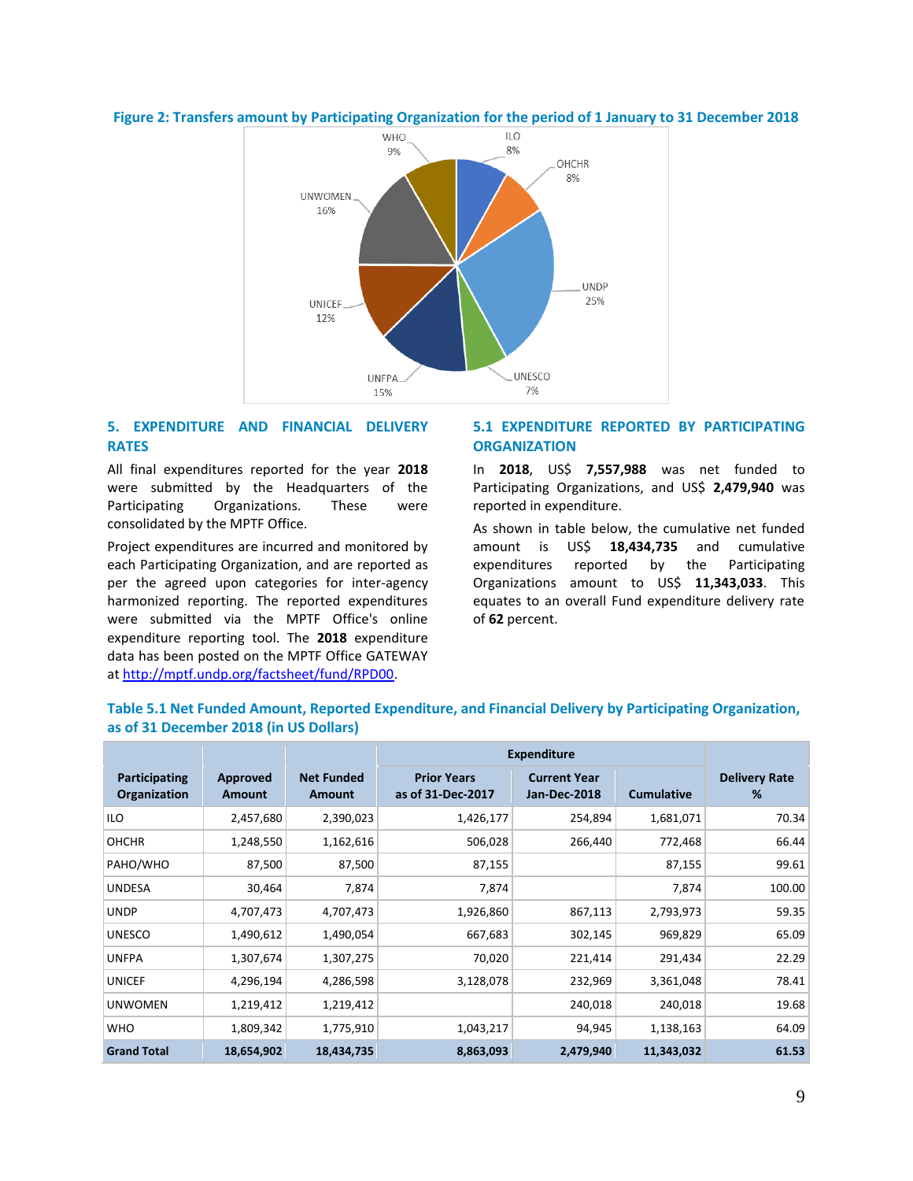**Figure 2: Transfers amount by Participating Organization for the period of 1 January to 31 December 2018**

WHO 9%, ILO 8%, OHCHR 8%, UNDP 25%, UNESCO 7%, UNFPA 15%, UNICEF 12%, UNWOMEN 16%

## 5. EXPENDITURE AND FINANCIAL DELIVERY RATES

All final expenditures reported for the year **2018** were submitted by the Headquarters of the Participating Organizations. These were consolidated by the MPTF Office.

Project expenditures are incurred and monitored by each Participating Organization, and are reported as per the agreed upon categories for inter-agency harmonized reporting. The reported expenditures were submitted via the MPTF Office's online expenditure reporting tool. The **2018** expenditure data has been posted on the MPTF Office GATEWAY at http://mptf.undp.org/factsheet/fund/RPD00.

## 5.1 EXPENDITURE REPORTED BY PARTICIPATING ORGANIZATION

In **2018**, US$ **7,557,988** was net funded to Participating Organizations, and US$ **2,479,940** was reported in expenditure.

As shown in table below, the cumulative net funded amount is US$ **18,434,735** and cumulative expenditures reported by the Participating Organizations amount to US$ **11,343,033**. This equates to an overall Fund expenditure delivery rate of **62** percent.

**Table 5.1 Net Funded Amount, Reported Expenditure, and Financial Delivery by Participating Organization, as of 31 December 2018 (in US Dollars)**

| Participating Organization | Approved Amount | Net Funded Amount | Expenditure | | | Delivery Rate % |
|---|---|---|---|---|---|---|
| | | | Prior Years as of 31-Dec-2017 | Current Year Jan-Dec-2018 | Cumulative | |
| ILO | 2,457,680 | 2,390,023 | 1,426,177 | 254,894 | 1,681,071 | 70.34 |
| OHCHR | 1,248,550 | 1,162,616 | 506,028 | 266,440 | 772,468 | 66.44 |
| PAHO/WHO | 87,500 | 87,500 | 87,155 | | 87,155 | 99.61 |
| UNDESA | 30,464 | 7,874 | 7,874 | | 7,874 | 100.00 |
| UNDP | 4,707,473 | 4,707,473 | 1,926,860 | 867,113 | 2,793,973 | 59.35 |
| UNESCO | 1,490,612 | 1,490,054 | 667,683 | 302,145 | 969,829 | 65.09 |
| UNFPA | 1,307,674 | 1,307,275 | 70,020 | 221,414 | 291,434 | 22.29 |
| UNICEF | 4,296,194 | 4,286,598 | 3,128,078 | 232,969 | 3,361,048 | 78.41 |
| UNWOMEN | 1,219,412 | 1,219,412 | | 240,018 | 240,018 | 19.68 |
| WHO | 1,809,342 | 1,775,910 | 1,043,217 | 94,945 | 1,138,163 | 64.09 |
| **Grand Total** | **18,654,902** | **18,434,735** | **8,863,093** | **2,479,940** | **11,343,032** | **61.53** |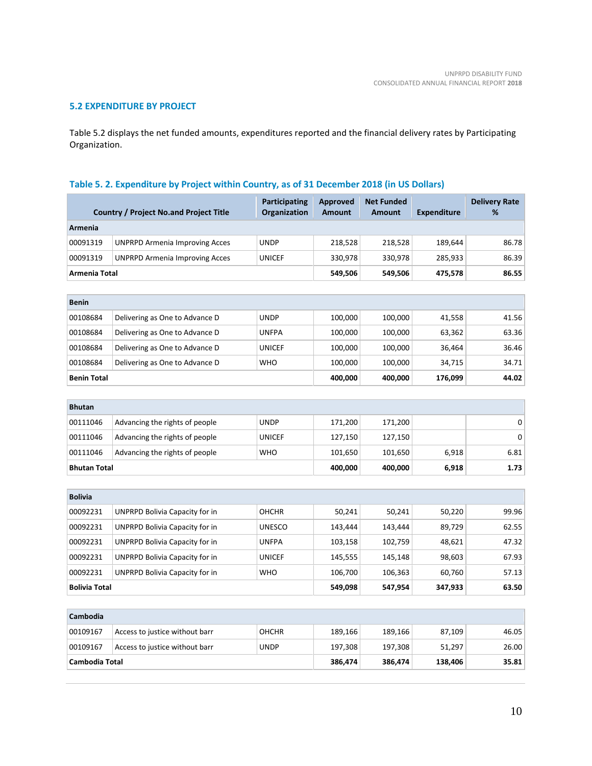## 5.2 EXPENDITURE BY PROJECT

Table 5.2 displays the net funded amounts, expenditures reported and the financial delivery rates by Participating Organization.

### Table 5. 2. Expenditure by Project within Country, as of 31 December 2018 (in US Dollars)

| Country / Project No.and Project Title | | Participating Organization | Approved Amount | Net Funded Amount | Expenditure | Delivery Rate % |
|---|---|---|---|---|---|---|
| **Armenia** | | | | | | |
| 00091319 | UNPRPD Armenia Improving Acces | UNDP | 218,528 | 218,528 | 189,644 | 86.78 |
| 00091319 | UNPRPD Armenia Improving Acces | UNICEF | 330,978 | 330,978 | 285,933 | 86.39 |
| **Armenia Total** | | | **549,506** | **549,506** | **475,578** | **86.55** |
| **Benin** | | | | | | |
| 00108684 | Delivering as One to Advance D | UNDP | 100,000 | 100,000 | 41,558 | 41.56 |
| 00108684 | Delivering as One to Advance D | UNFPA | 100,000 | 100,000 | 63,362 | 63.36 |
| 00108684 | Delivering as One to Advance D | UNICEF | 100,000 | 100,000 | 36,464 | 36.46 |
| 00108684 | Delivering as One to Advance D | WHO | 100,000 | 100,000 | 34,715 | 34.71 |
| **Benin Total** | | | **400,000** | **400,000** | **176,099** | **44.02** |
| **Bhutan** | | | | | | |
| 00111046 | Advancing the rights of people | UNDP | 171,200 | 171,200 | | 0 |
| 00111046 | Advancing the rights of people | UNICEF | 127,150 | 127,150 | | 0 |
| 00111046 | Advancing the rights of people | WHO | 101,650 | 101,650 | 6,918 | 6.81 |
| **Bhutan Total** | | | **400,000** | **400,000** | **6,918** | **1.73** |
| **Bolivia** | | | | | | |
| 00092231 | UNPRPD Bolivia Capacity for in | OHCHR | 50,241 | 50,241 | 50,220 | 99.96 |
| 00092231 | UNPRPD Bolivia Capacity for in | UNESCO | 143,444 | 143,444 | 89,729 | 62.55 |
| 00092231 | UNPRPD Bolivia Capacity for in | UNFPA | 103,158 | 102,759 | 48,621 | 47.32 |
| 00092231 | UNPRPD Bolivia Capacity for in | UNICEF | 145,555 | 145,148 | 98,603 | 67.93 |
| 00092231 | UNPRPD Bolivia Capacity for in | WHO | 106,700 | 106,363 | 60,760 | 57.13 |
| **Bolivia Total** | | | **549,098** | **547,954** | **347,933** | **63.50** |
| **Cambodia** | | | | | | |
| 00109167 | Access to justice without barr | OHCHR | 189,166 | 189,166 | 87,109 | 46.05 |
| 00109167 | Access to justice without barr | UNDP | 197,308 | 197,308 | 51,297 | 26.00 |
| **Cambodia Total** | | | **386,474** | **386,474** | **138,406** | **35.81** |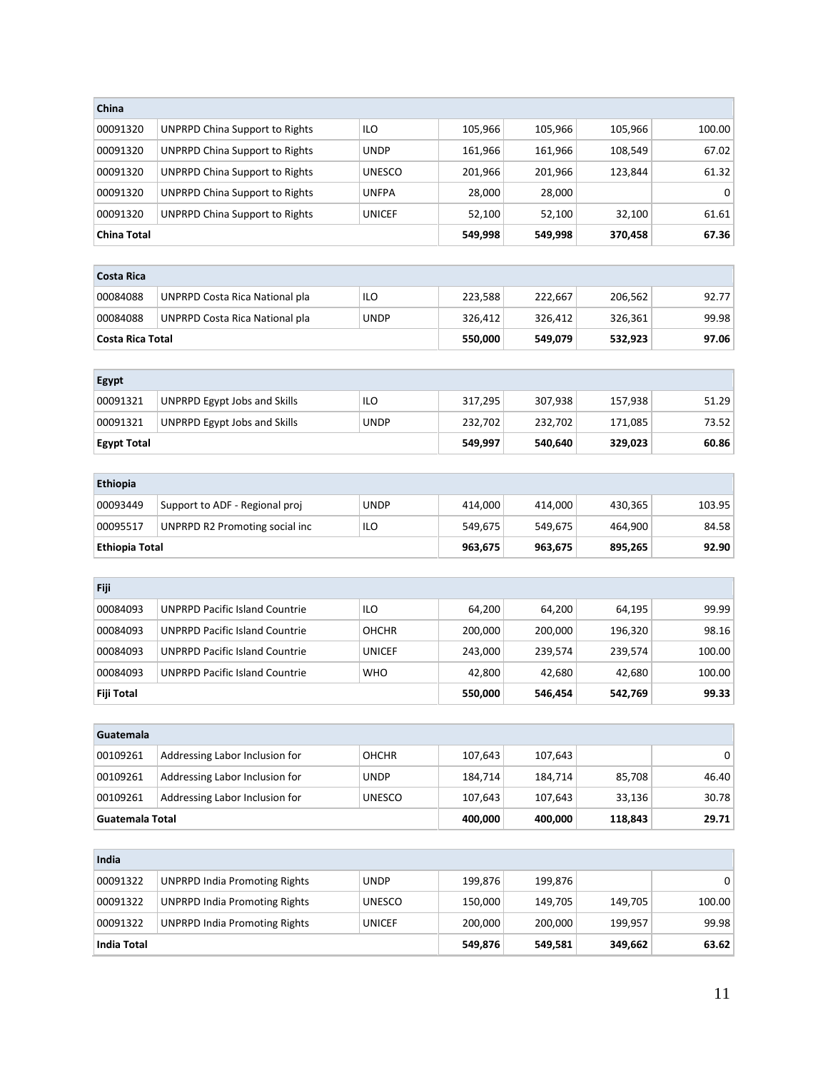| China | | | | | | |
|---|---|---|---|---|---|---|
| 00091320 | UNPRPD China Support to Rights | ILO | 105,966 | 105,966 | 105,966 | 100.00 |
| 00091320 | UNPRPD China Support to Rights | UNDP | 161,966 | 161,966 | 108,549 | 67.02 |
| 00091320 | UNPRPD China Support to Rights | UNESCO | 201,966 | 201,966 | 123,844 | 61.32 |
| 00091320 | UNPRPD China Support to Rights | UNFPA | 28,000 | 28,000 | | 0 |
| 00091320 | UNPRPD China Support to Rights | UNICEF | 52,100 | 52,100 | 32,100 | 61.61 |
| **China Total** | | | **549,998** | **549,998** | **370,458** | **67.36** |

| Costa Rica | | | | | | |
|---|---|---|---|---|---|---|
| 00084088 | UNPRPD Costa Rica National pla | ILO | 223,588 | 222,667 | 206,562 | 92.77 |
| 00084088 | UNPRPD Costa Rica National pla | UNDP | 326,412 | 326,412 | 326,361 | 99.98 |
| **Costa Rica Total** | | | **550,000** | **549,079** | **532,923** | **97.06** |

| Egypt | | | | | | |
|---|---|---|---|---|---|---|
| 00091321 | UNPRPD Egypt Jobs and Skills | ILO | 317,295 | 307,938 | 157,938 | 51.29 |
| 00091321 | UNPRPD Egypt Jobs and Skills | UNDP | 232,702 | 232,702 | 171,085 | 73.52 |
| **Egypt Total** | | | **549,997** | **540,640** | **329,023** | **60.86** |

| Ethiopia | | | | | | |
|---|---|---|---|---|---|---|
| 00093449 | Support to ADF - Regional proj | UNDP | 414,000 | 414,000 | 430,365 | 103.95 |
| 00095517 | UNPRPD R2 Promoting social inc | ILO | 549,675 | 549,675 | 464,900 | 84.58 |
| **Ethiopia Total** | | | **963,675** | **963,675** | **895,265** | **92.90** |

| Fiji | | | | | | |
|---|---|---|---|---|---|---|
| 00084093 | UNPRPD Pacific Island Countrie | ILO | 64,200 | 64,200 | 64,195 | 99.99 |
| 00084093 | UNPRPD Pacific Island Countrie | OHCHR | 200,000 | 200,000 | 196,320 | 98.16 |
| 00084093 | UNPRPD Pacific Island Countrie | UNICEF | 243,000 | 239,574 | 239,574 | 100.00 |
| 00084093 | UNPRPD Pacific Island Countrie | WHO | 42,800 | 42,680 | 42,680 | 100.00 |
| **Fiji Total** | | | **550,000** | **546,454** | **542,769** | **99.33** |

| Guatemala | | | | | | |
|---|---|---|---|---|---|---|
| 00109261 | Addressing Labor Inclusion for | OHCHR | 107,643 | 107,643 | | 0 |
| 00109261 | Addressing Labor Inclusion for | UNDP | 184,714 | 184,714 | 85,708 | 46.40 |
| 00109261 | Addressing Labor Inclusion for | UNESCO | 107,643 | 107,643 | 33,136 | 30.78 |
| **Guatemala Total** | | | **400,000** | **400,000** | **118,843** | **29.71** |

| India | | | | | | |
|---|---|---|---|---|---|---|
| 00091322 | UNPRPD India Promoting Rights | UNDP | 199,876 | 199,876 | | 0 |
| 00091322 | UNPRPD India Promoting Rights | UNESCO | 150,000 | 149,705 | 149,705 | 100.00 |
| 00091322 | UNPRPD India Promoting Rights | UNICEF | 200,000 | 200,000 | 199,957 | 99.98 |
| **India Total** | | | **549,876** | **549,581** | **349,662** | **63.62** |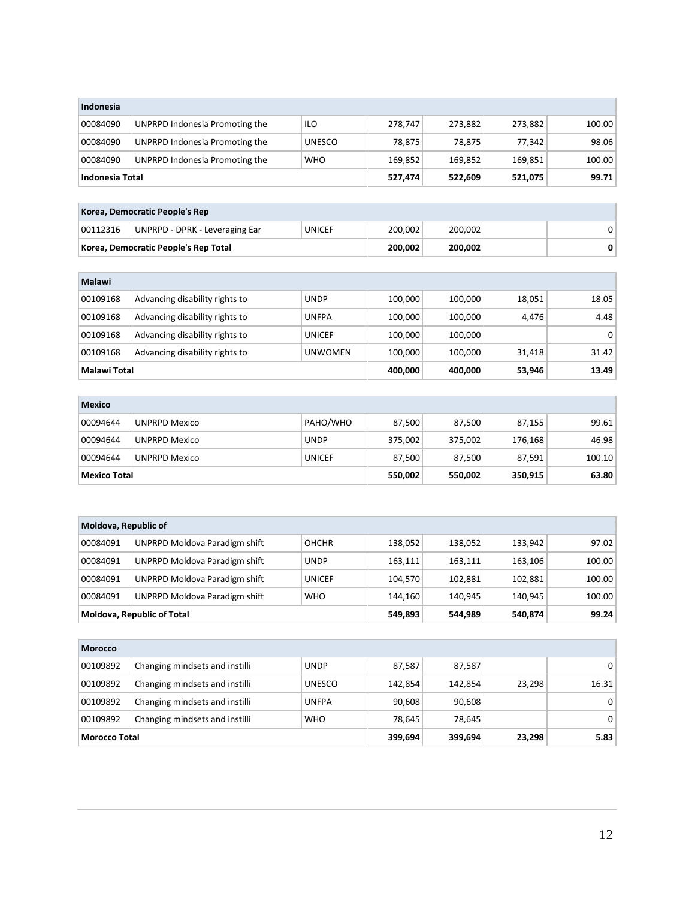| Indonesia | | | | | | |
|---|---|---|---|---|---|---|
| 00084090 | UNPRPD Indonesia Promoting the | ILO | 278,747 | 273,882 | 273,882 | 100.00 |
| 00084090 | UNPRPD Indonesia Promoting the | UNESCO | 78,875 | 78,875 | 77,342 | 98.06 |
| 00084090 | UNPRPD Indonesia Promoting the | WHO | 169,852 | 169,852 | 169,851 | 100.00 |
| **Indonesia Total** | | | **527,474** | **522,609** | **521,075** | **99.71** |

| Korea, Democratic People's Rep | | | | | | |
|---|---|---|---|---|---|---|
| 00112316 | UNPRPD - DPRK - Leveraging Ear | UNICEF | 200,002 | 200,002 | | 0 |
| **Korea, Democratic People's Rep Total** | | | **200,002** | **200,002** | | **0** |

| Malawi | | | | | | |
|---|---|---|---|---|---|---|
| 00109168 | Advancing disability rights to | UNDP | 100,000 | 100,000 | 18,051 | 18.05 |
| 00109168 | Advancing disability rights to | UNFPA | 100,000 | 100,000 | 4,476 | 4.48 |
| 00109168 | Advancing disability rights to | UNICEF | 100,000 | 100,000 | | 0 |
| 00109168 | Advancing disability rights to | UNWOMEN | 100,000 | 100,000 | 31,418 | 31.42 |
| **Malawi Total** | | | **400,000** | **400,000** | **53,946** | **13.49** |

| Mexico | | | | | | |
|---|---|---|---|---|---|---|
| 00094644 | UNPRPD Mexico | PAHO/WHO | 87,500 | 87,500 | 87,155 | 99.61 |
| 00094644 | UNPRPD Mexico | UNDP | 375,002 | 375,002 | 176,168 | 46.98 |
| 00094644 | UNPRPD Mexico | UNICEF | 87,500 | 87,500 | 87,591 | 100.10 |
| **Mexico Total** | | | **550,002** | **550,002** | **350,915** | **63.80** |

| Moldova, Republic of | | | | | | |
|---|---|---|---|---|---|---|
| 00084091 | UNPRPD Moldova Paradigm shift | OHCHR | 138,052 | 138,052 | 133,942 | 97.02 |
| 00084091 | UNPRPD Moldova Paradigm shift | UNDP | 163,111 | 163,111 | 163,106 | 100.00 |
| 00084091 | UNPRPD Moldova Paradigm shift | UNICEF | 104,570 | 102,881 | 102,881 | 100.00 |
| 00084091 | UNPRPD Moldova Paradigm shift | WHO | 144,160 | 140,945 | 140,945 | 100.00 |
| **Moldova, Republic of Total** | | | **549,893** | **544,989** | **540,874** | **99.24** |

| Morocco | | | | | | |
|---|---|---|---|---|---|---|
| 00109892 | Changing mindsets and instilli | UNDP | 87,587 | 87,587 | | 0 |
| 00109892 | Changing mindsets and instilli | UNESCO | 142,854 | 142,854 | 23,298 | 16.31 |
| 00109892 | Changing mindsets and instilli | UNFPA | 90,608 | 90,608 | | 0 |
| 00109892 | Changing mindsets and instilli | WHO | 78,645 | 78,645 | | 0 |
| **Morocco Total** | | | **399,694** | **399,694** | **23,298** | **5.83** |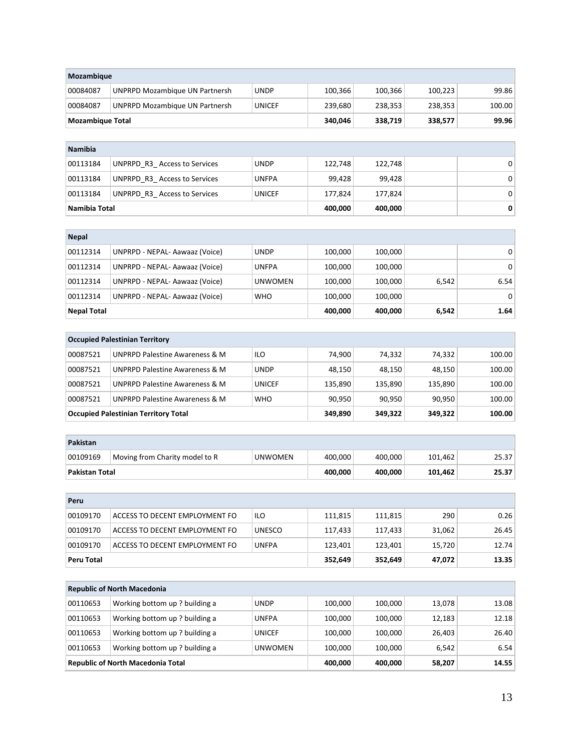| Mozambique | | | | | | |
|---|---|---|---|---|---|---|
| 00084087 | UNPRPD Mozambique UN Partnersh | UNDP | 100,366 | 100,366 | 100,223 | 99.86 |
| 00084087 | UNPRPD Mozambique UN Partnersh | UNICEF | 239,680 | 238,353 | 238,353 | 100.00 |
| **Mozambique Total** | | | **340,046** | **338,719** | **338,577** | **99.96** |

| Namibia | | | | | | |
|---|---|---|---|---|---|---|
| 00113184 | UNPRPD_R3_ Access to Services | UNDP | 122,748 | 122,748 | | 0 |
| 00113184 | UNPRPD_R3_ Access to Services | UNFPA | 99,428 | 99,428 | | 0 |
| 00113184 | UNPRPD_R3_ Access to Services | UNICEF | 177,824 | 177,824 | | 0 |
| **Namibia Total** | | | **400,000** | **400,000** | | **0** |

| Nepal | | | | | | |
|---|---|---|---|---|---|---|
| 00112314 | UNPRPD - NEPAL- Aawaaz (Voice) | UNDP | 100,000 | 100,000 | | 0 |
| 00112314 | UNPRPD - NEPAL- Aawaaz (Voice) | UNFPA | 100,000 | 100,000 | | 0 |
| 00112314 | UNPRPD - NEPAL- Aawaaz (Voice) | UNWOMEN | 100,000 | 100,000 | 6,542 | 6.54 |
| 00112314 | UNPRPD - NEPAL- Aawaaz (Voice) | WHO | 100,000 | 100,000 | | 0 |
| **Nepal Total** | | | **400,000** | **400,000** | **6,542** | **1.64** |

| Occupied Palestinian Territory | | | | | | |
|---|---|---|---|---|---|---|
| 00087521 | UNPRPD Palestine Awareness & M | ILO | 74,900 | 74,332 | 74,332 | 100.00 |
| 00087521 | UNPRPD Palestine Awareness & M | UNDP | 48,150 | 48,150 | 48,150 | 100.00 |
| 00087521 | UNPRPD Palestine Awareness & M | UNICEF | 135,890 | 135,890 | 135,890 | 100.00 |
| 00087521 | UNPRPD Palestine Awareness & M | WHO | 90,950 | 90,950 | 90,950 | 100.00 |
| **Occupied Palestinian Territory Total** | | | **349,890** | **349,322** | **349,322** | **100.00** |

| Pakistan | | | | | | |
|---|---|---|---|---|---|---|
| 00109169 | Moving from Charity model to R | UNWOMEN | 400,000 | 400,000 | 101,462 | 25.37 |
| **Pakistan Total** | | | **400,000** | **400,000** | **101,462** | **25.37** |

| Peru | | | | | | |
|---|---|---|---|---|---|---|
| 00109170 | ACCESS TO DECENT EMPLOYMENT FO | ILO | 111,815 | 111,815 | 290 | 0.26 |
| 00109170 | ACCESS TO DECENT EMPLOYMENT FO | UNESCO | 117,433 | 117,433 | 31,062 | 26.45 |
| 00109170 | ACCESS TO DECENT EMPLOYMENT FO | UNFPA | 123,401 | 123,401 | 15,720 | 12.74 |
| **Peru Total** | | | **352,649** | **352,649** | **47,072** | **13.35** |

| Republic of North Macedonia | | | | | | |
|---|---|---|---|---|---|---|
| 00110653 | Working bottom up ? building a | UNDP | 100,000 | 100,000 | 13,078 | 13.08 |
| 00110653 | Working bottom up ? building a | UNFPA | 100,000 | 100,000 | 12,183 | 12.18 |
| 00110653 | Working bottom up ? building a | UNICEF | 100,000 | 100,000 | 26,403 | 26.40 |
| 00110653 | Working bottom up ? building a | UNWOMEN | 100,000 | 100,000 | 6,542 | 6.54 |
| **Republic of North Macedonia Total** | | | **400,000** | **400,000** | **58,207** | **14.55** |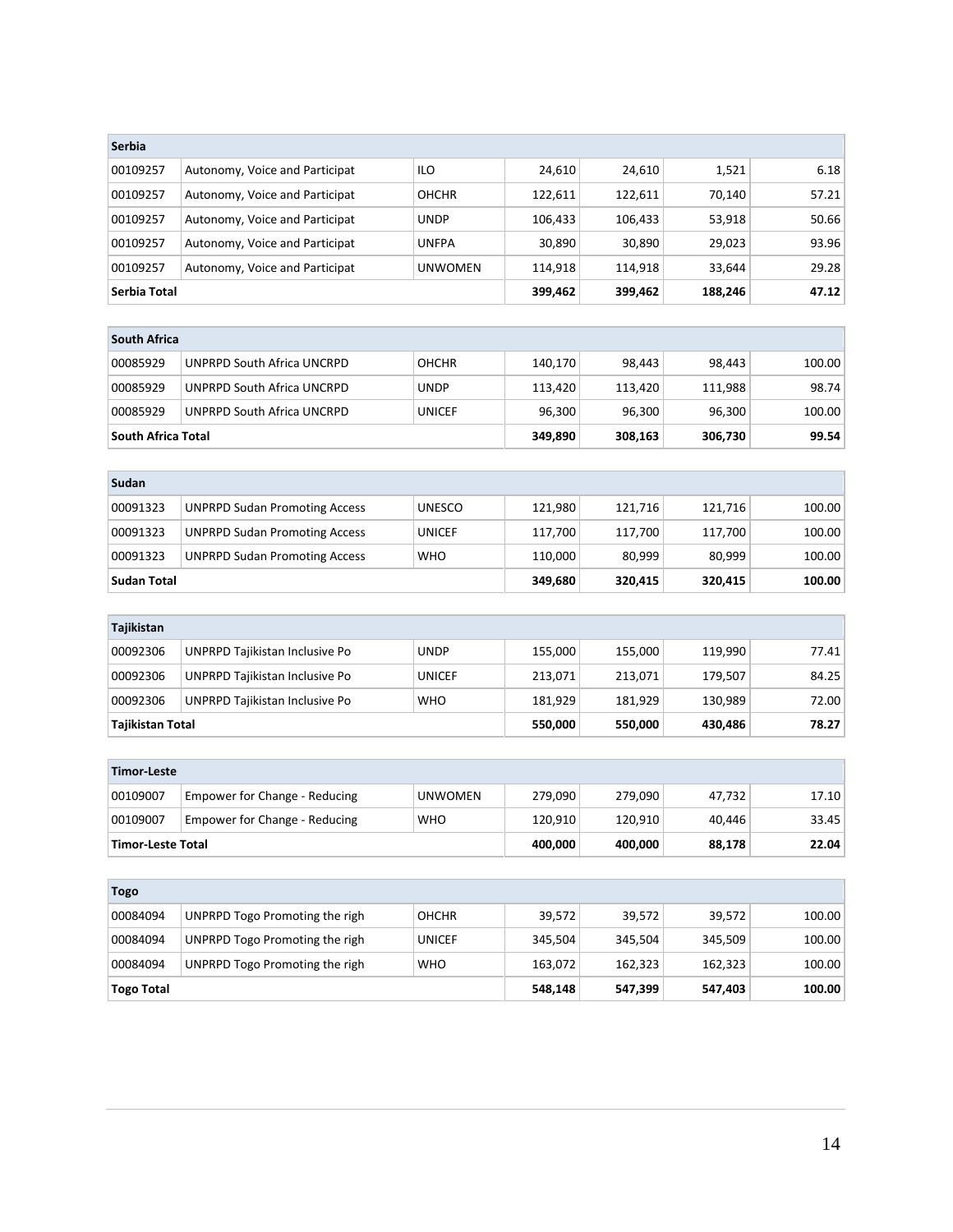| Serbia | | | | | | |
|---|---|---|---|---|---|---|
| 00109257 | Autonomy, Voice and Participat | ILO | 24,610 | 24,610 | 1,521 | 6.18 |
| 00109257 | Autonomy, Voice and Participat | OHCHR | 122,611 | 122,611 | 70,140 | 57.21 |
| 00109257 | Autonomy, Voice and Participat | UNDP | 106,433 | 106,433 | 53,918 | 50.66 |
| 00109257 | Autonomy, Voice and Participat | UNFPA | 30,890 | 30,890 | 29,023 | 93.96 |
| 00109257 | Autonomy, Voice and Participat | UNWOMEN | 114,918 | 114,918 | 33,644 | 29.28 |
| **Serbia Total** | | | **399,462** | **399,462** | **188,246** | **47.12** |

| South Africa | | | | | | |
|---|---|---|---|---|---|---|
| 00085929 | UNPRPD South Africa UNCRPD | OHCHR | 140,170 | 98,443 | 98,443 | 100.00 |
| 00085929 | UNPRPD South Africa UNCRPD | UNDP | 113,420 | 113,420 | 111,988 | 98.74 |
| 00085929 | UNPRPD South Africa UNCRPD | UNICEF | 96,300 | 96,300 | 96,300 | 100.00 |
| **South Africa Total** | | | **349,890** | **308,163** | **306,730** | **99.54** |

| Sudan | | | | | | |
|---|---|---|---|---|---|---|
| 00091323 | UNPRPD Sudan Promoting Access | UNESCO | 121,980 | 121,716 | 121,716 | 100.00 |
| 00091323 | UNPRPD Sudan Promoting Access | UNICEF | 117,700 | 117,700 | 117,700 | 100.00 |
| 00091323 | UNPRPD Sudan Promoting Access | WHO | 110,000 | 80,999 | 80,999 | 100.00 |
| **Sudan Total** | | | **349,680** | **320,415** | **320,415** | **100.00** |

| Tajikistan | | | | | | |
|---|---|---|---|---|---|---|
| 00092306 | UNPRPD Tajikistan Inclusive Po | UNDP | 155,000 | 155,000 | 119,990 | 77.41 |
| 00092306 | UNPRPD Tajikistan Inclusive Po | UNICEF | 213,071 | 213,071 | 179,507 | 84.25 |
| 00092306 | UNPRPD Tajikistan Inclusive Po | WHO | 181,929 | 181,929 | 130,989 | 72.00 |
| **Tajikistan Total** | | | **550,000** | **550,000** | **430,486** | **78.27** |

| Timor-Leste | | | | | | |
|---|---|---|---|---|---|---|
| 00109007 | Empower for Change - Reducing | UNWOMEN | 279,090 | 279,090 | 47,732 | 17.10 |
| 00109007 | Empower for Change - Reducing | WHO | 120,910 | 120,910 | 40,446 | 33.45 |
| **Timor-Leste Total** | | | **400,000** | **400,000** | **88,178** | **22.04** |

| Togo | | | | | | |
|---|---|---|---|---|---|---|
| 00084094 | UNPRPD Togo Promoting the righ | OHCHR | 39,572 | 39,572 | 39,572 | 100.00 |
| 00084094 | UNPRPD Togo Promoting the righ | UNICEF | 345,504 | 345,504 | 345,509 | 100.00 |
| 00084094 | UNPRPD Togo Promoting the righ | WHO | 163,072 | 162,323 | 162,323 | 100.00 |
| **Togo Total** | | | **548,148** | **547,399** | **547,403** | **100.00** |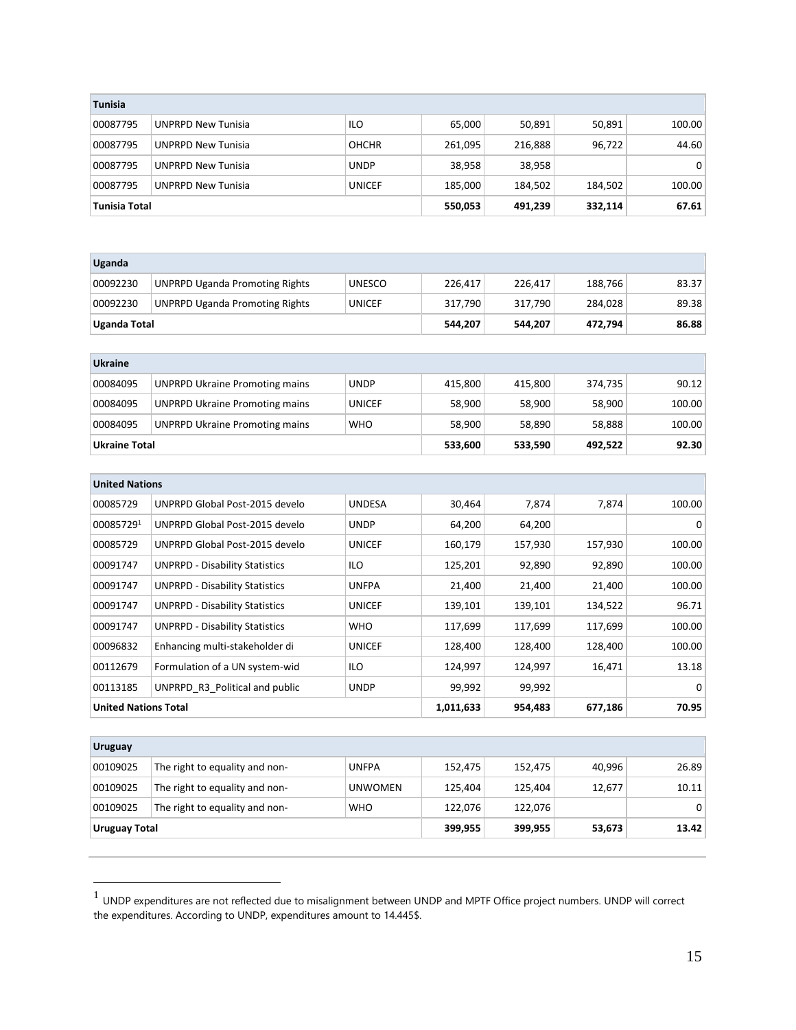| Tunisia | | | | | | |
|---|---|---|---|---|---|---|
| 00087795 | UNPRPD New Tunisia | ILO | 65,000 | 50,891 | 50,891 | 100.00 |
| 00087795 | UNPRPD New Tunisia | OHCHR | 261,095 | 216,888 | 96,722 | 44.60 |
| 00087795 | UNPRPD New Tunisia | UNDP | 38,958 | 38,958 | | 0 |
| 00087795 | UNPRPD New Tunisia | UNICEF | 185,000 | 184,502 | 184,502 | 100.00 |
| **Tunisia Total** | | | **550,053** | **491,239** | **332,114** | **67.61** |

| Uganda | | | | | | |
|---|---|---|---|---|---|---|
| 00092230 | UNPRPD Uganda Promoting Rights | UNESCO | 226,417 | 226,417 | 188,766 | 83.37 |
| 00092230 | UNPRPD Uganda Promoting Rights | UNICEF | 317,790 | 317,790 | 284,028 | 89.38 |
| **Uganda Total** | | | **544,207** | **544,207** | **472,794** | **86.88** |

| Ukraine | | | | | | |
|---|---|---|---|---|---|---|
| 00084095 | UNPRPD Ukraine Promoting mains | UNDP | 415,800 | 415,800 | 374,735 | 90.12 |
| 00084095 | UNPRPD Ukraine Promoting mains | UNICEF | 58,900 | 58,900 | 58,900 | 100.00 |
| 00084095 | UNPRPD Ukraine Promoting mains | WHO | 58,900 | 58,890 | 58,888 | 100.00 |
| **Ukraine Total** | | | **533,600** | **533,590** | **492,522** | **92.30** |

| United Nations | | | | | | |
|---|---|---|---|---|---|---|
| 00085729 | UNPRPD Global Post-2015 develo | UNDESA | 30,464 | 7,874 | 7,874 | 100.00 |
| 00085729[1] | UNPRPD Global Post-2015 develo | UNDP | 64,200 | 64,200 | | 0 |
| 00085729 | UNPRPD Global Post-2015 develo | UNICEF | 160,179 | 157,930 | 157,930 | 100.00 |
| 00091747 | UNPRPD - Disability Statistics | ILO | 125,201 | 92,890 | 92,890 | 100.00 |
| 00091747 | UNPRPD - Disability Statistics | UNFPA | 21,400 | 21,400 | 21,400 | 100.00 |
| 00091747 | UNPRPD - Disability Statistics | UNICEF | 139,101 | 139,101 | 134,522 | 96.71 |
| 00091747 | UNPRPD - Disability Statistics | WHO | 117,699 | 117,699 | 117,699 | 100.00 |
| 00096832 | Enhancing multi-stakeholder di | UNICEF | 128,400 | 128,400 | 128,400 | 100.00 |
| 00112679 | Formulation of a UN system-wid | ILO | 124,997 | 124,997 | 16,471 | 13.18 |
| 00113185 | UNPRPD_R3_Political and public | UNDP | 99,992 | 99,992 | | 0 |
| **United Nations Total** | | | **1,011,633** | **954,483** | **677,186** | **70.95** |

| Uruguay | | | | | | |
|---|---|---|---|---|---|---|
| 00109025 | The right to equality and non- | UNFPA | 152,475 | 152,475 | 40,996 | 26.89 |
| 00109025 | The right to equality and non- | UNWOMEN | 125,404 | 125,404 | 12,677 | 10.11 |
| 00109025 | The right to equality and non- | WHO | 122,076 | 122,076 | | 0 |
| **Uruguay Total** | | | **399,955** | **399,955** | **53,673** | **13.42** |

[1] UNDP expenditures are not reflected due to misalignment between UNDP and MPTF Office project numbers. UNDP will correct the expenditures. According to UNDP, expenditures amount to 14.445$.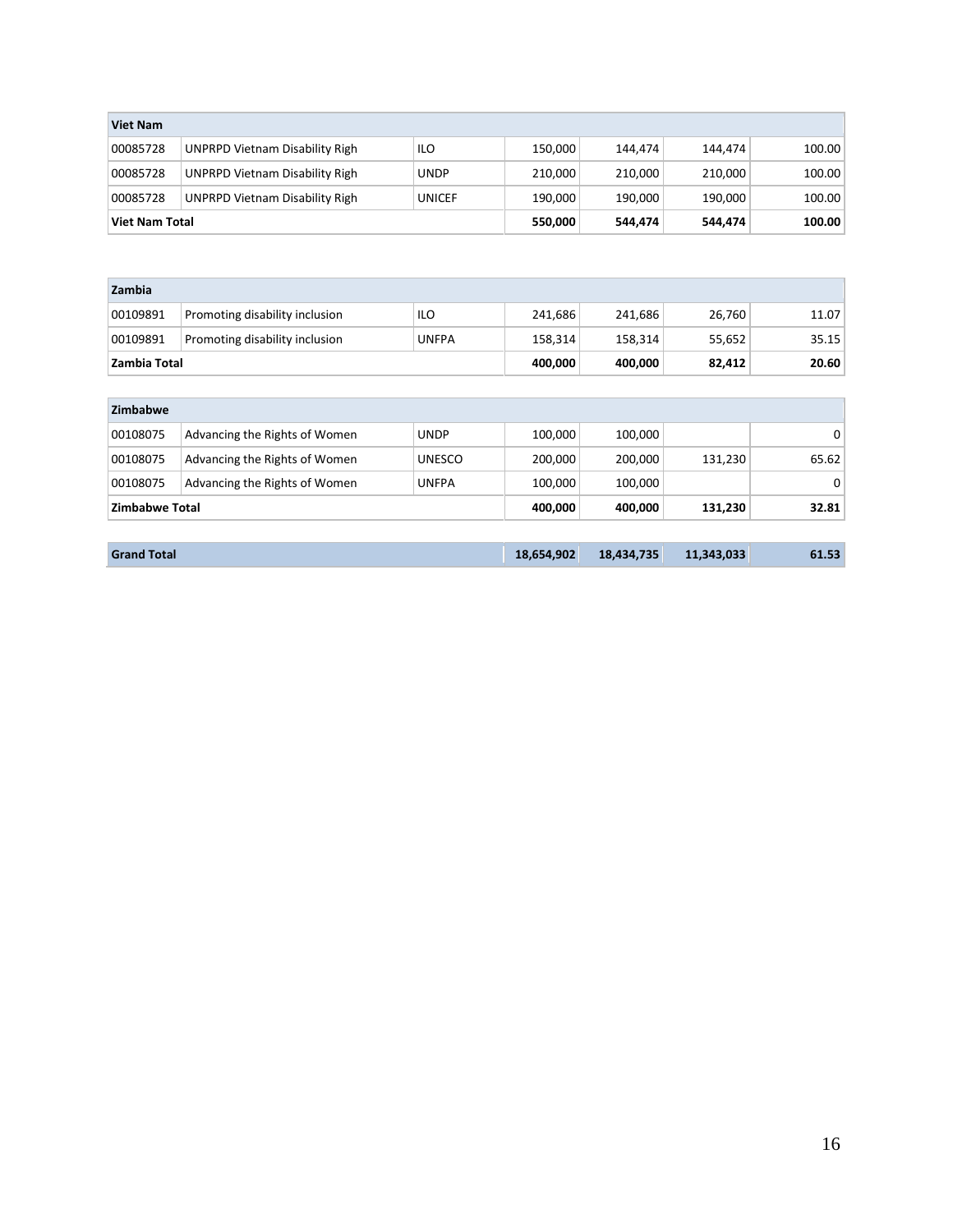| Viet Nam | | | | | | |
|---|---|---|---|---|---|---|
| 00085728 | UNPRPD Vietnam Disability Righ | ILO | 150,000 | 144,474 | 144,474 | 100.00 |
| 00085728 | UNPRPD Vietnam Disability Righ | UNDP | 210,000 | 210,000 | 210,000 | 100.00 |
| 00085728 | UNPRPD Vietnam Disability Righ | UNICEF | 190,000 | 190,000 | 190,000 | 100.00 |
| **Viet Nam Total** | | | **550,000** | **544,474** | **544,474** | **100.00** |

| Zambia | | | | | | |
|---|---|---|---|---|---|---|
| 00109891 | Promoting disability inclusion | ILO | 241,686 | 241,686 | 26,760 | 11.07 |
| 00109891 | Promoting disability inclusion | UNFPA | 158,314 | 158,314 | 55,652 | 35.15 |
| **Zambia Total** | | | **400,000** | **400,000** | **82,412** | **20.60** |

| Zimbabwe | | | | | | |
|---|---|---|---|---|---|---|
| 00108075 | Advancing the Rights of Women | UNDP | 100,000 | 100,000 | | 0 |
| 00108075 | Advancing the Rights of Women | UNESCO | 200,000 | 200,000 | 131,230 | 65.62 |
| 00108075 | Advancing the Rights of Women | UNFPA | 100,000 | 100,000 | | 0 |
| **Zimbabwe Total** | | | **400,000** | **400,000** | **131,230** | **32.81** |

| **Grand Total** | | | **18,654,902** | **18,434,735** | **11,343,033** | **61.53** |
|---|---|---|---|---|---|---|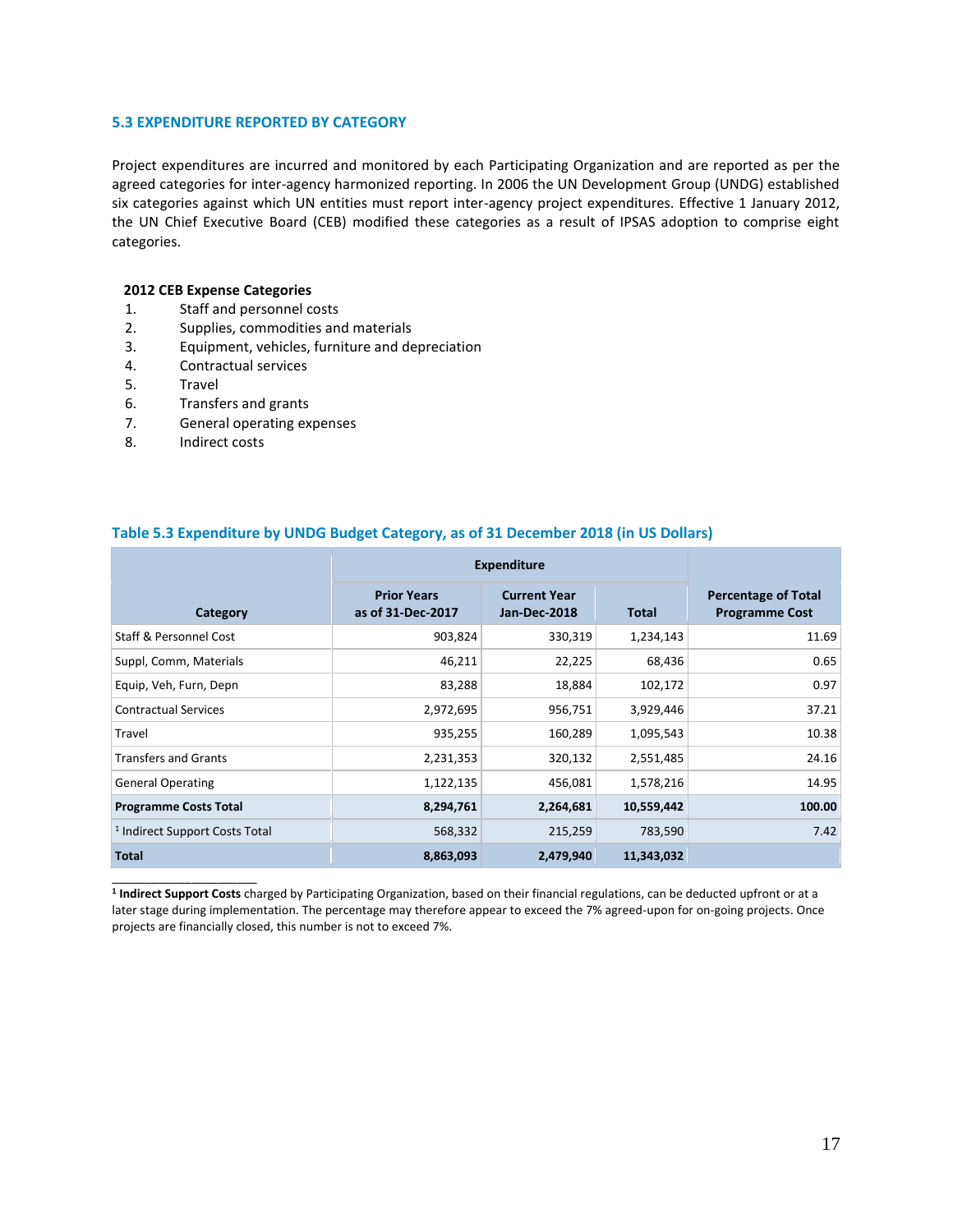### 5.3 EXPENDITURE REPORTED BY CATEGORY

Project expenditures are incurred and monitored by each Participating Organization and are reported as per the agreed categories for inter-agency harmonized reporting. In 2006 the UN Development Group (UNDG) established six categories against which UN entities must report inter-agency project expenditures. Effective 1 January 2012, the UN Chief Executive Board (CEB) modified these categories as a result of IPSAS adoption to comprise eight categories.

**2012 CEB Expense Categories**

1. Staff and personnel costs
2. Supplies, commodities and materials
3. Equipment, vehicles, furniture and depreciation
4. Contractual services
5. Travel
6. Transfers and grants
7. General operating expenses
8. Indirect costs

**Table 5.3 Expenditure by UNDG Budget Category, as of 31 December 2018 (in US Dollars)**

| Category | Expenditure | | | Percentage of Total Programme Cost |
|---|---|---|---|---|
| | Prior Years as of 31-Dec-2017 | Current Year Jan-Dec-2018 | Total | |
| Staff & Personnel Cost | 903,824 | 330,319 | 1,234,143 | 11.69 |
| Suppl, Comm, Materials | 46,211 | 22,225 | 68,436 | 0.65 |
| Equip, Veh, Furn, Depn | 83,288 | 18,884 | 102,172 | 0.97 |
| Contractual Services | 2,972,695 | 956,751 | 3,929,446 | 37.21 |
| Travel | 935,255 | 160,289 | 1,095,543 | 10.38 |
| Transfers and Grants | 2,231,353 | 320,132 | 2,551,485 | 24.16 |
| General Operating | 1,122,135 | 456,081 | 1,578,216 | 14.95 |
| **Programme Costs Total** | **8,294,761** | **2,264,681** | **10,559,442** | **100.00** |
| [1] Indirect Support Costs Total | 568,332 | 215,259 | 783,590 | 7.42 |
| **Total** | **8,863,093** | **2,479,940** | **11,343,032** | |

[1] **Indirect Support Costs** charged by Participating Organization, based on their financial regulations, can be deducted upfront or at a later stage during implementation. The percentage may therefore appear to exceed the 7% agreed-upon for on-going projects. Once projects are financially closed, this number is not to exceed 7%.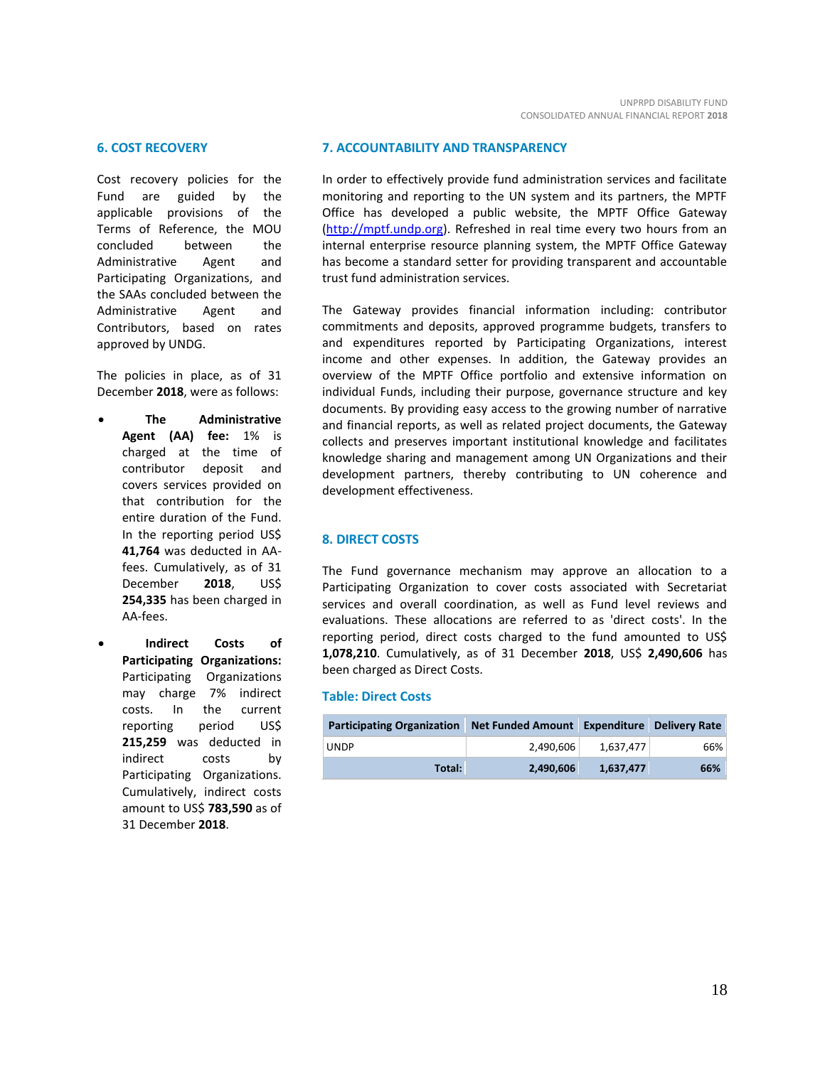## 6. COST RECOVERY

Cost recovery policies for the Fund are guided by the applicable provisions of the Terms of Reference, the MOU concluded between the Administrative Agent and Participating Organizations, and the SAAs concluded between the Administrative Agent and Contributors, based on rates approved by UNDG.

The policies in place, as of 31 December **2018**, were as follows:

- **The Administrative Agent (AA) fee:** 1% is charged at the time of contributor deposit and covers services provided on that contribution for the entire duration of the Fund. In the reporting period US$ **41,764** was deducted in AA-fees. Cumulatively, as of 31 December **2018**, US$ **254,335** has been charged in AA-fees.
- **Indirect Costs of Participating Organizations:** Participating Organizations may charge 7% indirect costs. In the current reporting period US$ **215,259** was deducted in indirect costs by Participating Organizations. Cumulatively, indirect costs amount to US$ **783,590** as of 31 December **2018**.

## 7. ACCOUNTABILITY AND TRANSPARENCY

In order to effectively provide fund administration services and facilitate monitoring and reporting to the UN system and its partners, the MPTF Office has developed a public website, the MPTF Office Gateway (http://mptf.undp.org). Refreshed in real time every two hours from an internal enterprise resource planning system, the MPTF Office Gateway has become a standard setter for providing transparent and accountable trust fund administration services.

The Gateway provides financial information including: contributor commitments and deposits, approved programme budgets, transfers to and expenditures reported by Participating Organizations, interest income and other expenses. In addition, the Gateway provides an overview of the MPTF Office portfolio and extensive information on individual Funds, including their purpose, governance structure and key documents. By providing easy access to the growing number of narrative and financial reports, as well as related project documents, the Gateway collects and preserves important institutional knowledge and facilitates knowledge sharing and management among UN Organizations and their development partners, thereby contributing to UN coherence and development effectiveness.

## 8. DIRECT COSTS

The Fund governance mechanism may approve an allocation to a Participating Organization to cover costs associated with Secretariat services and overall coordination, as well as Fund level reviews and evaluations. These allocations are referred to as 'direct costs'. In the reporting period, direct costs charged to the fund amounted to US$ **1,078,210**. Cumulatively, as of 31 December **2018**, US$ **2,490,606** has been charged as Direct Costs.

### Table: Direct Costs

| Participating Organization | Net Funded Amount | Expenditure | Delivery Rate |
| --- | --- | --- | --- |
| UNDP | 2,490,606 | 1,637,477 | 66% |
| **Total:** | **2,490,606** | **1,637,477** | **66%** |